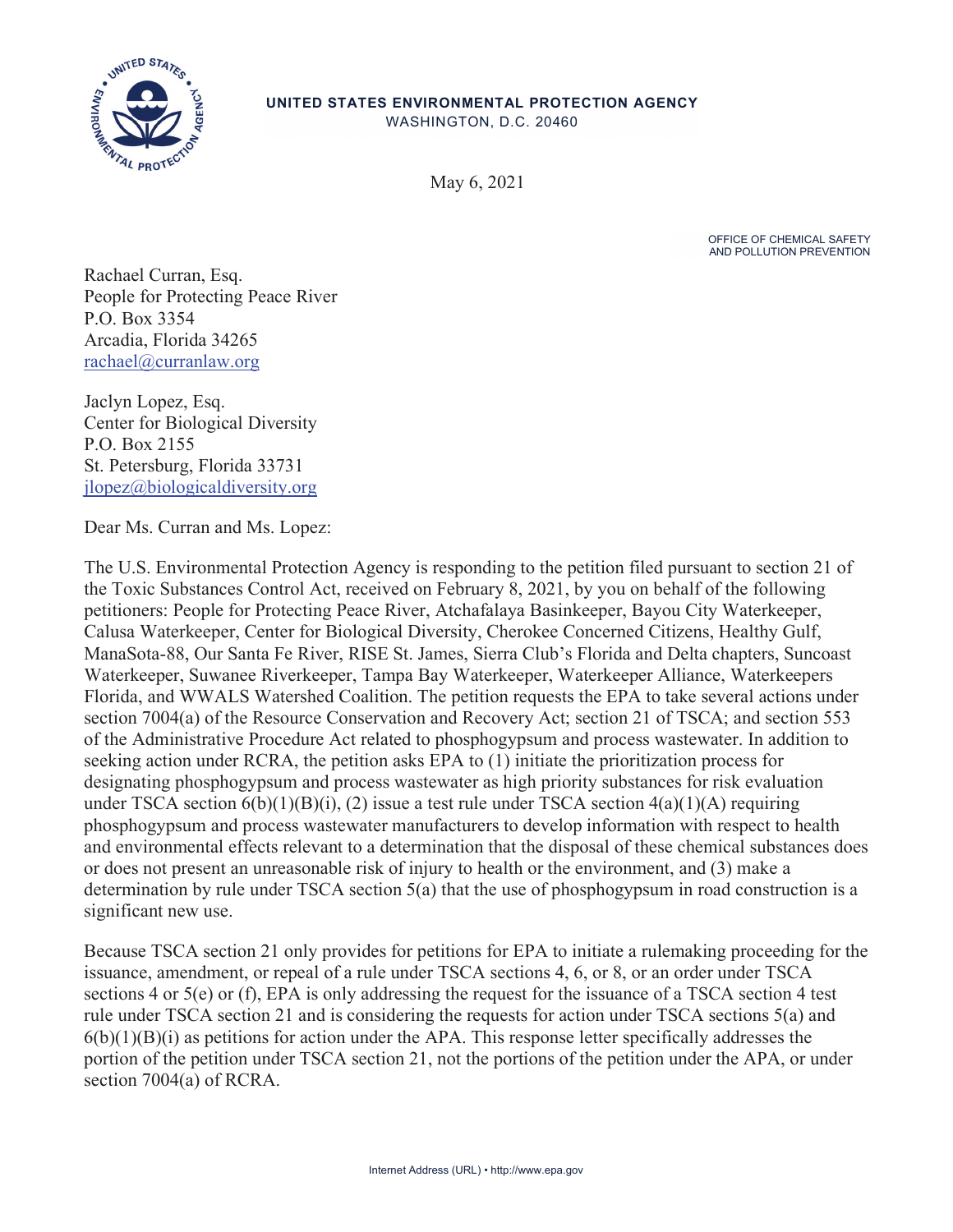**UNITED STATES ENVIRONMENTAL PROTECTION AGENCY**
WASHINGTON, D.C. 20460

May 6, 2021

OFFICE OF CHEMICAL SAFETY
AND POLLUTION PREVENTION

Rachael Curran, Esq.
People for Protecting Peace River
P.O. Box 3354
Arcadia, Florida 34265
rachael@curranlaw.org

Jaclyn Lopez, Esq.
Center for Biological Diversity
P.O. Box 2155
St. Petersburg, Florida 33731
jlopez@biologicaldiversity.org

Dear Ms. Curran and Ms. Lopez:

The U.S. Environmental Protection Agency is responding to the petition filed pursuant to section 21 of the Toxic Substances Control Act, received on February 8, 2021, by you on behalf of the following petitioners: People for Protecting Peace River, Atchafalaya Basinkeeper, Bayou City Waterkeeper, Calusa Waterkeeper, Center for Biological Diversity, Cherokee Concerned Citizens, Healthy Gulf, ManaSota-88, Our Santa Fe River, RISE St. James, Sierra Club's Florida and Delta chapters, Suncoast Waterkeeper, Suwanee Riverkeeper, Tampa Bay Waterkeeper, Waterkeeper Alliance, Waterkeepers Florida, and WWALS Watershed Coalition. The petition requests the EPA to take several actions under section 7004(a) of the Resource Conservation and Recovery Act; section 21 of TSCA; and section 553 of the Administrative Procedure Act related to phosphogypsum and process wastewater. In addition to seeking action under RCRA, the petition asks EPA to (1) initiate the prioritization process for designating phosphogypsum and process wastewater as high priority substances for risk evaluation under TSCA section 6(b)(1)(B)(i), (2) issue a test rule under TSCA section 4(a)(1)(A) requiring phosphogypsum and process wastewater manufacturers to develop information with respect to health and environmental effects relevant to a determination that the disposal of these chemical substances does or does not present an unreasonable risk of injury to health or the environment, and (3) make a determination by rule under TSCA section 5(a) that the use of phosphogypsum in road construction is a significant new use.

Because TSCA section 21 only provides for petitions for EPA to initiate a rulemaking proceeding for the issuance, amendment, or repeal of a rule under TSCA sections 4, 6, or 8, or an order under TSCA sections 4 or 5(e) or (f), EPA is only addressing the request for the issuance of a TSCA section 4 test rule under TSCA section 21 and is considering the requests for action under TSCA sections 5(a) and 6(b)(1)(B)(i) as petitions for action under the APA. This response letter specifically addresses the portion of the petition under TSCA section 21, not the portions of the petition under the APA, or under section 7004(a) of RCRA.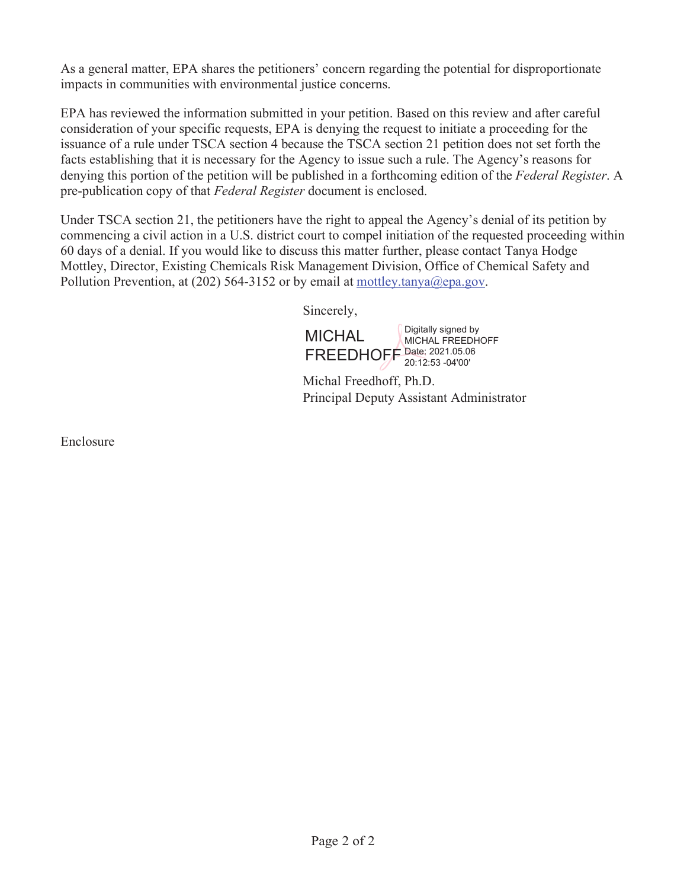As a general matter, EPA shares the petitioners' concern regarding the potential for disproportionate impacts in communities with environmental justice concerns.

EPA has reviewed the information submitted in your petition. Based on this review and after careful consideration of your specific requests, EPA is denying the request to initiate a proceeding for the issuance of a rule under TSCA section 4 because the TSCA section 21 petition does not set forth the facts establishing that it is necessary for the Agency to issue such a rule. The Agency's reasons for denying this portion of the petition will be published in a forthcoming edition of the *Federal Register*. A pre-publication copy of that *Federal Register* document is enclosed.

Under TSCA section 21, the petitioners have the right to appeal the Agency's denial of its petition by commencing a civil action in a U.S. district court to compel initiation of the requested proceeding within 60 days of a denial. If you would like to discuss this matter further, please contact Tanya Hodge Mottley, Director, Existing Chemicals Risk Management Division, Office of Chemical Safety and Pollution Prevention, at (202) 564-3152 or by email at mottley.tanya@epa.gov.

Sincerely,

MICHAL FREEDHOFF
Digitally signed by MICHAL FREEDHOFF
Date: 2021.05.06 20:12:53 -04'00'

Michal Freedhoff, Ph.D.
Principal Deputy Assistant Administrator

Enclosure